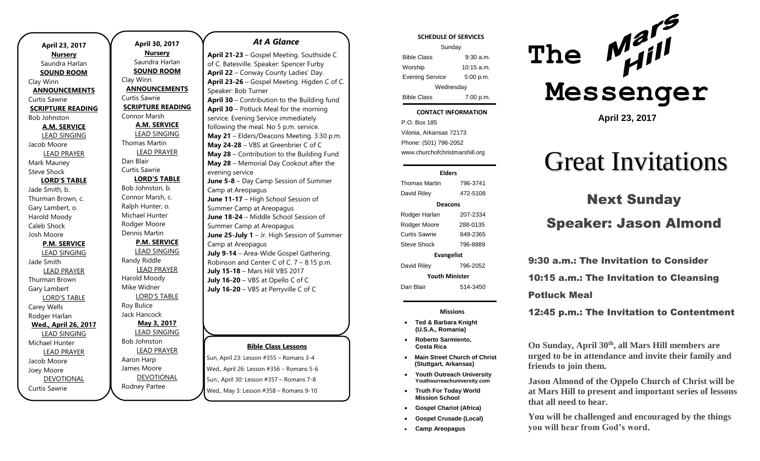**April 23, 2017**

**Nursery**
Saundra Harlan

**SOUND ROOM**
Clay Winn

**ANNOUNCEMENTS**
Curtis Sawrie

**SCRIPTURE READING**
Bob Johnston

**A.M. SERVICE**

LEAD SINGING
Jacob Moore

LEAD PRAYER
Mark Mauney
Steve Shock

**LORD'S TABLE**
Jade Smith, b.
Thurman Brown, c.
Gary Lambert, o.
Harold Moody
Caleb Shock
Josh Moore

**P.M. SERVICE**

LEAD SINGING
Jade Smith

LEAD PRAYER
Thurman Brown
Gary Lambert

LORD'S TABLE
Carey Wells
Rodger Harlan

**Wed., April 26, 2017**

LEAD SINGING
Michael Hunter

LEAD PRAYER
Jacob Moore
Joey Moore

DEVOTIONAL
Curtis Sawrie

**April 30, 2017**

**Nursery**
Saundra Harlan

**SOUND ROOM**
Clay Winn

**ANNOUNCEMENTS**
Curtis Sawrie

**SCRIPTURE READING**
Connor Marsh

**A.M. SERVICE**

LEAD SINGING
Thomas Martin

LEAD PRAYER
Dan Blair
Curtis Sawrie

**LORD'S TABLE**
Bob Johnston, b.
Connor Marsh, c.
Ralph Hunter, o.
Michael Hunter
Rodger Moore
Dennis Martin

**P.M. SERVICE**

LEAD SINGING
Randy Riddle

LEAD PRAYER
Harold Moody
Mike Widner

LORD'S TABLE
Roy Bulice
Jack Hancock

**May 3, 2017**

LEAD SINGING
Bob Johnston

LEAD PRAYER
Aaron Harp
James Moore

DEVOTIONAL
Rodney Partee

## *At A Glance*

**April 21-23** – Gospel Meeting. Southside C of C. Batesville. Speaker: Spencer Furby
**April 22** – Conway County Ladies' Day.
**April 23-26** – Gospel Meeting. Higden C of C. Speaker: Bob Turner
**April 30** – Contribution to the Building fund
**April 30** – Potluck Meal for the morning service. Evening Service immediately following the meal. No 5 p.m. service.
**May 21** – Elders/Deacons Meeting. 3:30 p.m.
**May 24-28** – VBS at Greenbrier C of C
**May 28** – Contribution to the Building Fund
**May 28** – Memorial Day Cookout after the evening service
**June 5-8** – Day Camp Session of Summer Camp at Areopagus
**June 11-17** – High School Session of Summer Camp at Areopagus
**June 18-24** – Middle School Session of Summer Camp at Areopagus
**June 25-July 1** – Jr. High Session of Summer Camp at Areopagus
**July 9-14** – Area-Wide Gospel Gathering. Robinson and Center C of C. 7 – 8:15 p.m.
**July 15-18** – Mars Hill VBS 2017
**July 16-20** – VBS at Opello C of C
**July 16-20** – VBS at Perryville C of C

**Bible Class Lessons**

Sun, April 23: Lesson #355 – Romans 3-4
Wed., April 26: Lesson #356 – Romans 5-6
Sun., April 30: Lesson #357 – Romans 7-8
Wed., May 3: Lesson #358 – Romans 9-10

**SCHEDULE OF SERVICES**

| Sunday | |
|---|---|
| Bible Class | 9:30 a.m. |
| Worship | 10:15 a.m. |
| Evening Service | 5:00 p.m. |
| Wednesday | |
| Bible Class | 7:00 p.m. |

**CONTACT INFORMATION**

P.O. Box 185
Vilonia, Arkansas 72173
Phone: (501) 796-2052
www.churchofchristmarshill.org

**Elders**

| | |
|---|---|
| Thomas Martin | 796-3741 |
| David Riley | 472-5108 |
| **Deacons** | |
| Rodger Harlan | 207-2334 |
| Rodger Moore | 288-0135 |
| Curtis Sawrie | 849-2365 |
| Steve Shock | 796-8889 |
| **Evangelist** | |
| David Riley | 796-2052 |
| **Youth Minister** | |
| Dan Blair | 514-3450 |

**Missions**

- **Ted & Barbara Knight (U.S.A., Romania)**
- **Roberto Sarmiento, Costa Rica**
- **Main Street Church of Christ (Stuttgart, Arkansas)**
- **Youth Outreach University Youthourreachuniversity.com**
- **Truth For Today World Mission School**
- **Gospel Chariot (Africa)**
- **Gospel Crusade (Local)**
- **Camp Areopagus**

# The Mars Hill Messenger

**April 23, 2017**

# Great Invitations

## Next Sunday

## Speaker: Jason Almond

### 9:30 a.m.: The Invitation to Consider

### 10:15 a.m.: The Invitation to Cleansing

### Potluck Meal

### 12:45 p.m.: The Invitation to Contentment

**On Sunday, April 30th, all Mars Hill members are urged to be in attendance and invite their family and friends to join them.**

**Jason Almond of the Oppelo Church of Christ will be at Mars Hill to present and important series of lessons that all need to hear.**

**You will be challenged and encouraged by the things you will hear from God's word.**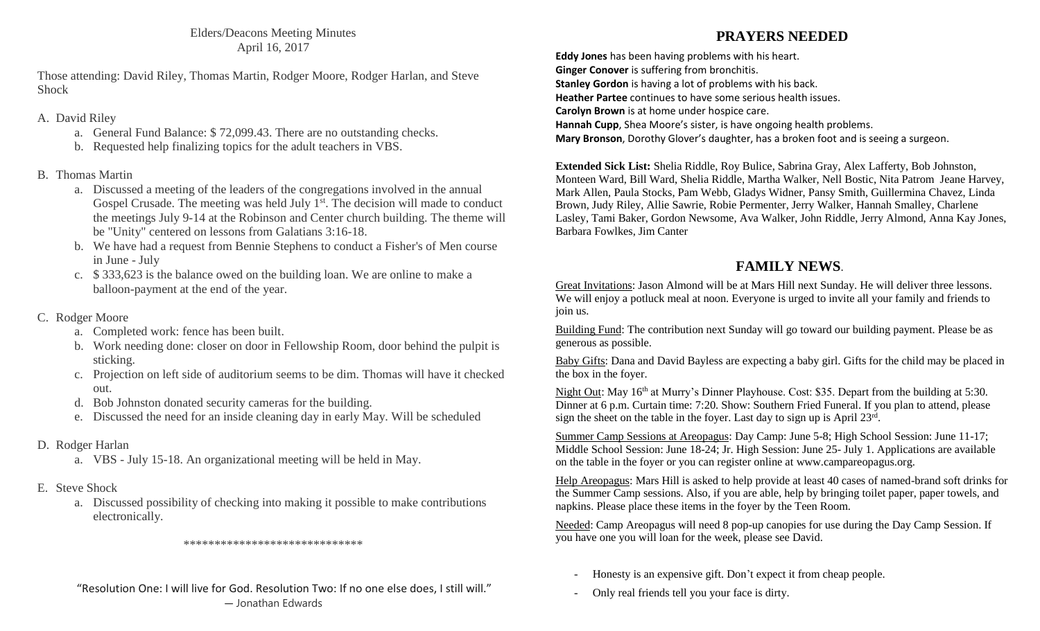Elders/Deacons Meeting Minutes
April 16, 2017

Those attending: David Riley, Thomas Martin, Rodger Moore, Rodger Harlan, and Steve Shock

A. David Riley
   a. General Fund Balance: $ 72,099.43. There are no outstanding checks.
   b. Requested help finalizing topics for the adult teachers in VBS.

B. Thomas Martin
   a. Discussed a meeting of the leaders of the congregations involved in the annual Gospel Crusade. The meeting was held July 1st. The decision will made to conduct the meetings July 9-14 at the Robinson and Center church building. The theme will be "Unity" centered on lessons from Galatians 3:16-18.
   b. We have had a request from Bennie Stephens to conduct a Fisher's of Men course in June - July
   c. $ 333,623 is the balance owed on the building loan. We are online to make a balloon-payment at the end of the year.

C. Rodger Moore
   a. Completed work: fence has been built.
   b. Work needing done: closer on door in Fellowship Room, door behind the pulpit is sticking.
   c. Projection on left side of auditorium seems to be dim. Thomas will have it checked out.
   d. Bob Johnston donated security cameras for the building.
   e. Discussed the need for an inside cleaning day in early May. Will be scheduled

D. Rodger Harlan
   a. VBS - July 15-18. An organizational meeting will be held in May.

E. Steve Shock
   a. Discussed possibility of checking into making it possible to make contributions electronically.

*****************************

"Resolution One: I will live for God. Resolution Two: If no one else does, I still will."
— Jonathan Edwards

## PRAYERS NEEDED

**Eddy Jones** has been having problems with his heart.
**Ginger Conover** is suffering from bronchitis.
**Stanley Gordon** is having a lot of problems with his back.
**Heather Partee** continues to have some serious health issues.
**Carolyn Brown** is at home under hospice care.
**Hannah Cupp**, Shea Moore's sister, is have ongoing health problems.
**Mary Bronson**, Dorothy Glover's daughter, has a broken foot and is seeing a surgeon.

**Extended Sick List:** Shelia Riddle, Roy Bulice, Sabrina Gray, Alex Lafferty, Bob Johnston, Monteen Ward, Bill Ward, Shelia Riddle, Martha Walker, Nell Bostic, Nita Patrom Jeane Harvey, Mark Allen, Paula Stocks, Pam Webb, Gladys Widner, Pansy Smith, Guillermina Chavez, Linda Brown, Judy Riley, Allie Sawrie, Robie Permenter, Jerry Walker, Hannah Smalley, Charlene Lasley, Tami Baker, Gordon Newsome, Ava Walker, John Riddle, Jerry Almond, Anna Kay Jones, Barbara Fowlkes, Jim Canter

## FAMILY NEWS.

Great Invitations: Jason Almond will be at Mars Hill next Sunday. He will deliver three lessons. We will enjoy a potluck meal at noon. Everyone is urged to invite all your family and friends to join us.

Building Fund: The contribution next Sunday will go toward our building payment. Please be as generous as possible.

Baby Gifts: Dana and David Bayless are expecting a baby girl. Gifts for the child may be placed in the box in the foyer.

Night Out: May 16th at Murry's Dinner Playhouse. Cost: $35. Depart from the building at 5:30. Dinner at 6 p.m. Curtain time: 7:20. Show: Southern Fried Funeral. If you plan to attend, please sign the sheet on the table in the foyer. Last day to sign up is April 23rd.

Summer Camp Sessions at Areopagus: Day Camp: June 5-8; High School Session: June 11-17; Middle School Session: June 18-24; Jr. High Session: June 25- July 1. Applications are available on the table in the foyer or you can register online at www.campareopagus.org.

Help Areopagus: Mars Hill is asked to help provide at least 40 cases of named-brand soft drinks for the Summer Camp sessions. Also, if you are able, help by bringing toilet paper, paper towels, and napkins. Please place these items in the foyer by the Teen Room.

Needed: Camp Areopagus will need 8 pop-up canopies for use during the Day Camp Session. If you have one you will loan for the week, please see David.

- Honesty is an expensive gift. Don't expect it from cheap people.
- Only real friends tell you your face is dirty.